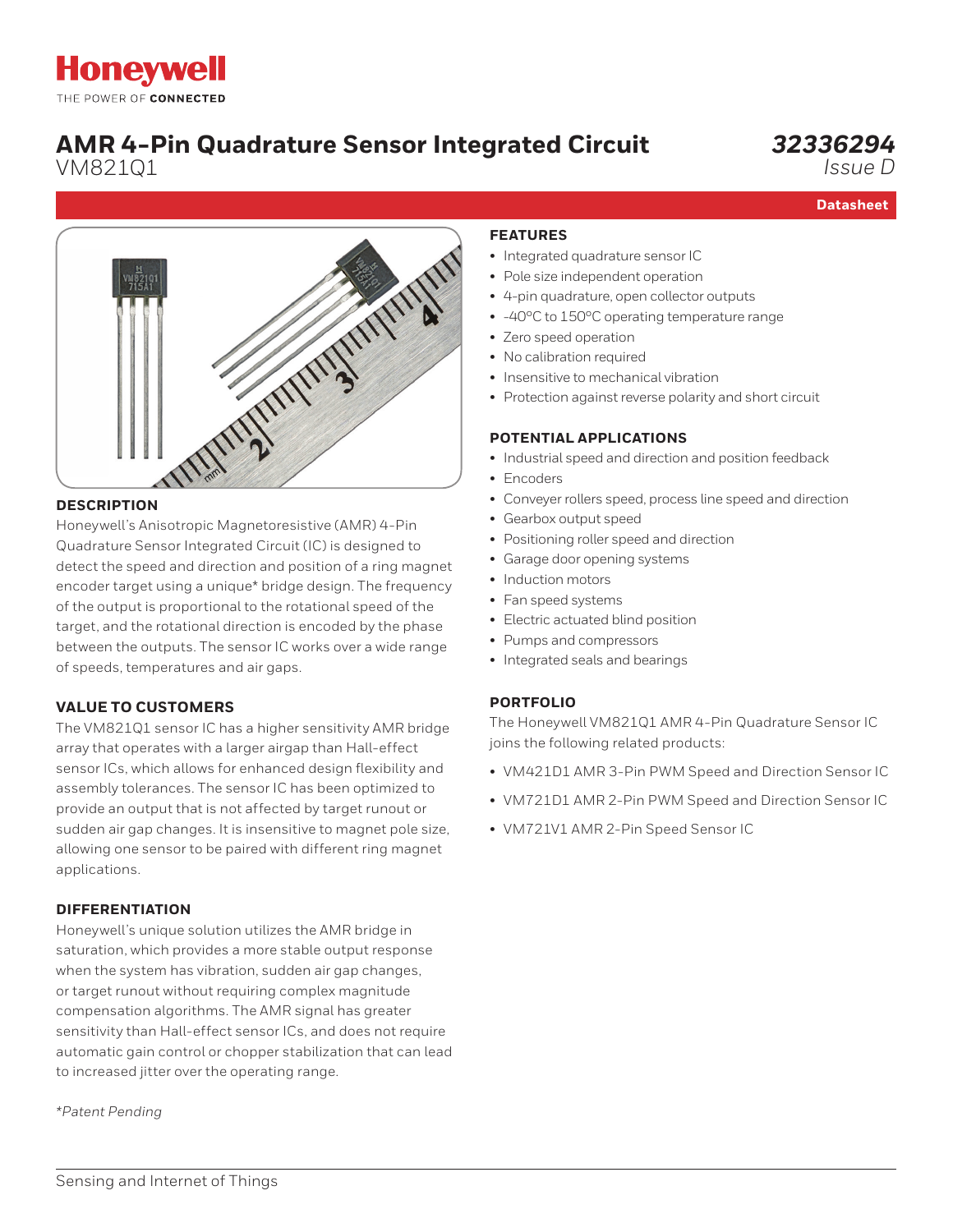Honeywell

THE POWER OF **CONNECTED**

# AMR 4-Pin Quadrature Sensor Integrated Circuit

VM821Q1

*32336294*
*Issue D*

**Datasheet**

## DESCRIPTION

Honeywell's Anisotropic Magnetoresistive (AMR) 4-Pin Quadrature Sensor Integrated Circuit (IC) is designed to detect the speed and direction and position of a ring magnet encoder target using a unique* bridge design. The frequency of the output is proportional to the rotational speed of the target, and the rotational direction is encoded by the phase between the outputs. The sensor IC works over a wide range of speeds, temperatures and air gaps.

## VALUE TO CUSTOMERS

The VM821Q1 sensor IC has a higher sensitivity AMR bridge array that operates with a larger airgap than Hall-effect sensor ICs, which allows for enhanced design flexibility and assembly tolerances. The sensor IC has been optimized to provide an output that is not affected by target runout or sudden air gap changes. It is insensitive to magnet pole size, allowing one sensor to be paired with different ring magnet applications.

## DIFFERENTIATION

Honeywell's unique solution utilizes the AMR bridge in saturation, which provides a more stable output response when the system has vibration, sudden air gap changes, or target runout without requiring complex magnitude compensation algorithms. The AMR signal has greater sensitivity than Hall-effect sensor ICs, and does not require automatic gain control or chopper stabilization that can lead to increased jitter over the operating range.

*\*Patent Pending*

## FEATURES

- Integrated quadrature sensor IC
- Pole size independent operation
- 4-pin quadrature, open collector outputs
- -40°C to 150°C operating temperature range
- Zero speed operation
- No calibration required
- Insensitive to mechanical vibration
- Protection against reverse polarity and short circuit

## POTENTIAL APPLICATIONS

- Industrial speed and direction and position feedback
- Encoders
- Conveyer rollers speed, process line speed and direction
- Gearbox output speed
- Positioning roller speed and direction
- Garage door opening systems
- Induction motors
- Fan speed systems
- Electric actuated blind position
- Pumps and compressors
- Integrated seals and bearings

## PORTFOLIO

The Honeywell VM821Q1 AMR 4-Pin Quadrature Sensor IC joins the following related products:

- VM421D1 AMR 3-Pin PWM Speed and Direction Sensor IC
- VM721D1 AMR 2-Pin PWM Speed and Direction Sensor IC
- VM721V1 AMR 2-Pin Speed Sensor IC

Sensing and Internet of Things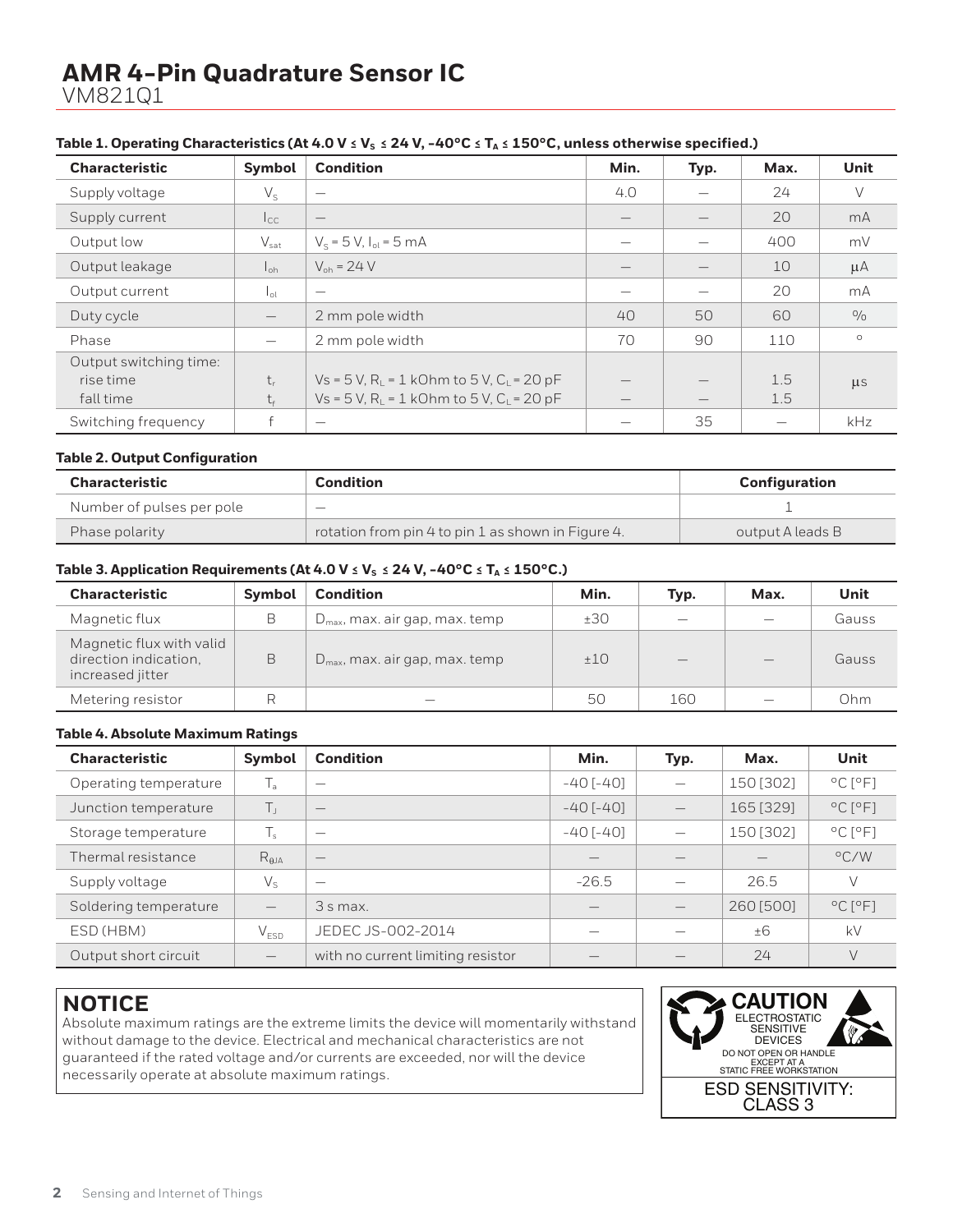# AMR 4-Pin Quadrature Sensor IC

VM821Q1

**Table 1. Operating Characteristics (At 4.0 V ≤ $V_S$ ≤ 24 V, -40°C ≤ $T_A$ ≤ 150°C, unless otherwise specified.)**

| Characteristic | Symbol | Condition | Min. | Typ. | Max. | Unit |
|---|---|---|---|---|---|---|
| Supply voltage | $V_S$ | — | 4.0 | — | 24 | V |
| Supply current | $I_{CC}$ | — | — | — | 20 | mA |
| Output low | $V_{sat}$ | $V_S$ = 5 V, $I_{ol}$ = 5 mA | — | — | 400 | mV |
| Output leakage | $I_{oh}$ | $V_{oh}$ = 24 V | — | — | 10 | µA |
| Output current | $I_{ol}$ | — | — | — | 20 | mA |
| Duty cycle | — | 2 mm pole width | 40 | 50 | 60 | % |
| Phase | — | 2 mm pole width | 70 | 90 | 110 | ° |
| Output switching time: rise time | $t_r$ | Vs = 5 V, $R_L$ = 1 kOhm to 5 V, $C_L$ = 20 pF | — | — | 1.5 | µs |
| Output switching time: fall time | $t_f$ | Vs = 5 V, $R_L$ = 1 kOhm to 5 V, $C_L$ = 20 pF | — | — | 1.5 | µs |
| Switching frequency | f | — | — | 35 | — | kHz |

**Table 2. Output Configuration**

| Characteristic | Condition | Configuration |
|---|---|---|
| Number of pulses per pole | — | 1 |
| Phase polarity | rotation from pin 4 to pin 1 as shown in Figure 4. | output A leads B |

**Table 3. Application Requirements (At 4.0 V ≤ $V_S$ ≤ 24 V, -40°C ≤ $T_A$ ≤ 150°C.)**

| Characteristic | Symbol | Condition | Min. | Typ. | Max. | Unit |
|---|---|---|---|---|---|---|
| Magnetic flux | B | $D_{max}$, max. air gap, max. temp | ±30 | — | — | Gauss |
| Magnetic flux with valid direction indication, increased jitter | B | $D_{max}$, max. air gap, max. temp | ±10 | — | — | Gauss |
| Metering resistor | R | — | 50 | 160 | — | Ohm |

**Table 4. Absolute Maximum Ratings**

| Characteristic | Symbol | Condition | Min. | Typ. | Max. | Unit |
|---|---|---|---|---|---|---|
| Operating temperature | $T_a$ | — | -40 [-40] | — | 150 [302] | °C [°F] |
| Junction temperature | $T_J$ | — | -40 [-40] | — | 165 [329] | °C [°F] |
| Storage temperature | $T_s$ | — | -40 [-40] | — | 150 [302] | °C [°F] |
| Thermal resistance | $R_{\theta JA}$ | — | — | — | — | °C/W |
| Supply voltage | $V_S$ | — | -26.5 | — | 26.5 | V |
| Soldering temperature | — | 3 s max. | — | — | 260 [500] | °C [°F] |
| ESD (HBM) | $V_{ESD}$ | JEDEC JS-002-2014 | — | — | ±6 | kV |
| Output short circuit | — | with no current limiting resistor | — | — | 24 | V |

## NOTICE

Absolute maximum ratings are the extreme limits the device will momentarily withstand without damage to the device. Electrical and mechanical characteristics are not guaranteed if the rated voltage and/or currents are exceeded, nor will the device necessarily operate at absolute maximum ratings.

**CAUTION**
ELECTROSTATIC SENSITIVE DEVICES
DO NOT OPEN OR HANDLE EXCEPT AT A STATIC FREE WORKSTATION

ESD SENSITIVITY: CLASS 3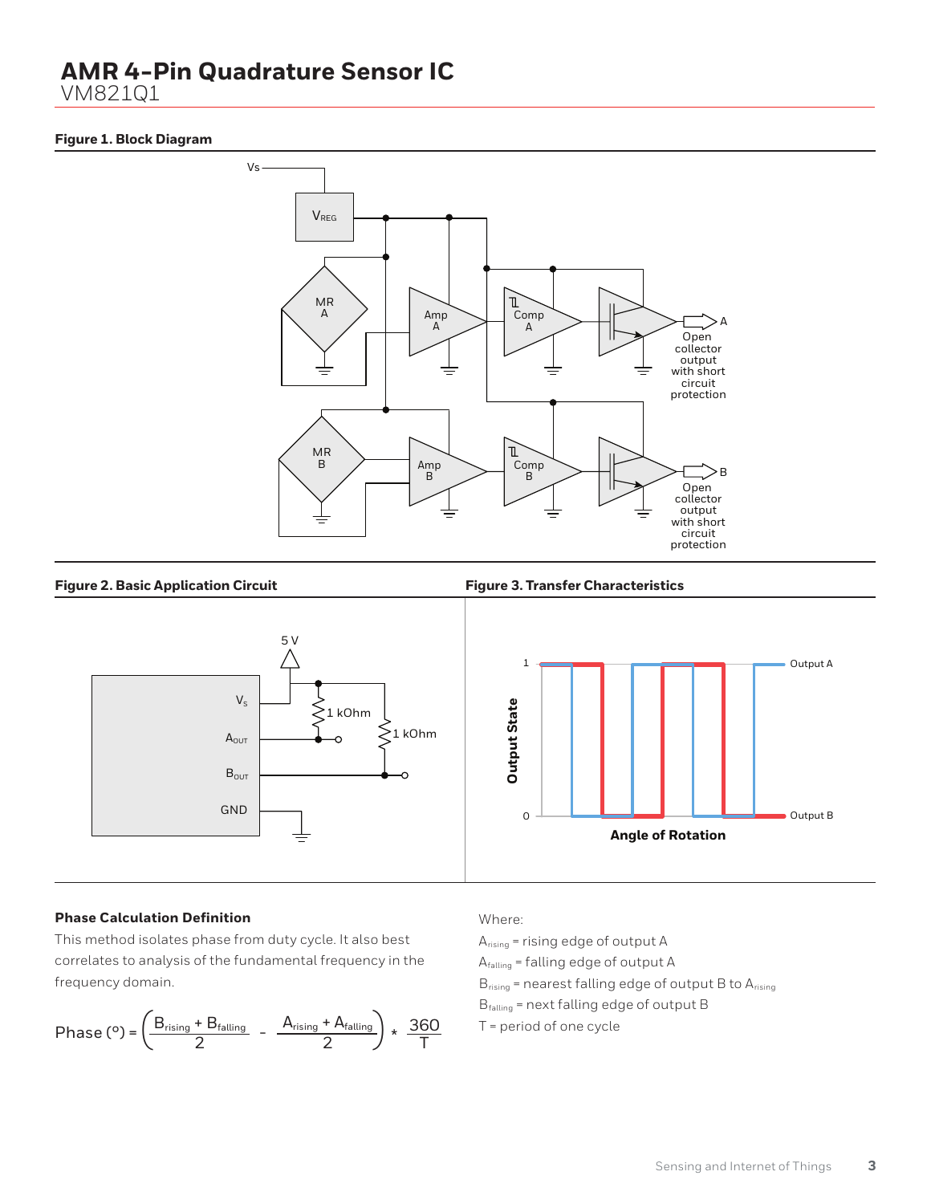# AMR 4-Pin Quadrature Sensor IC

VM821Q1

**Figure 1. Block Diagram**

**Figure 2. Basic Application Circuit**

**Figure 3. Transfer Characteristics**

### Phase Calculation Definition

This method isolates phase from duty cycle. It also best correlates to analysis of the fundamental frequency in the frequency domain.

$$\text{Phase } (°) = \left( \frac{B_{rising} + B_{falling}}{2} - \frac{A_{rising} + A_{falling}}{2} \right) * \frac{360}{T}$$

Where:

$A_{rising}$ = rising edge of output A

$A_{falling}$ = falling edge of output A

$B_{rising}$ = nearest falling edge of output B to $A_{rising}$

$B_{falling}$ = next falling edge of output B

T = period of one cycle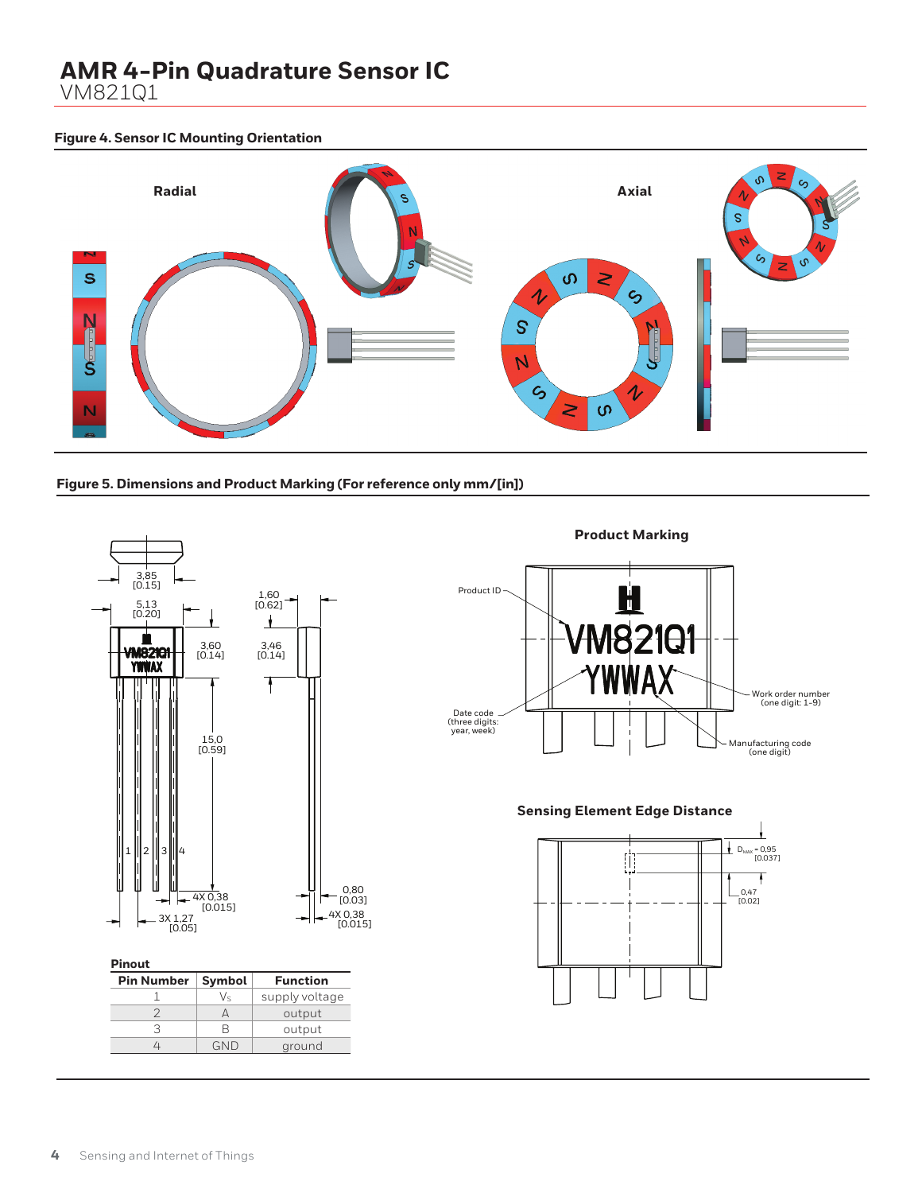# AMR 4-Pin Quadrature Sensor IC

VM821Q1

**Figure 4. Sensor IC Mounting Orientation**

Radial

Axial

**Figure 5. Dimensions and Product Marking (For reference only mm/[in])**

3,85 [0.15]

5,13 [0.20]

3,60 [0.14]

1,60 [0.62]

3,46 [0.14]

15,0 [0.59]

4X 0,38 [0.015]

3X 1,27 [0.05]

0,80 [0.03]

4X 0,38 [0.015]

**Product Marking**

Product ID

Date code (three digits: year, week)

Work order number (one digit: 1-9)

Manufacturing code (one digit)

**Sensing Element Edge Distance**

$D_{Max}$ = 0,95 [0.037]

0,47 [0.02]

**Pinout**

| Pin Number | Symbol | Function |
|---|---|---|
| 1 | $V_S$ | supply voltage |
| 2 | A | output |
| 3 | B | output |
| 4 | GND | ground |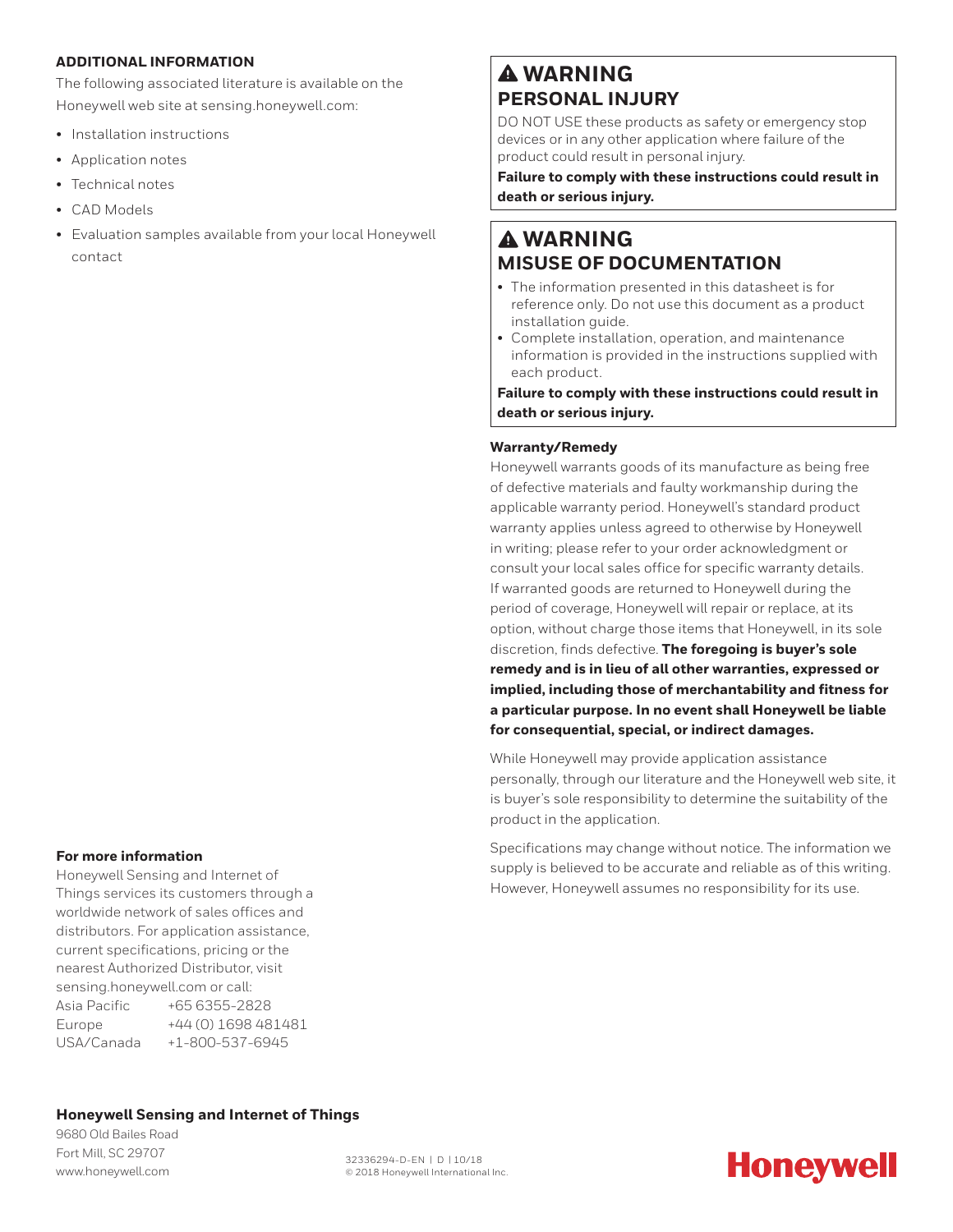## ADDITIONAL INFORMATION

The following associated literature is available on the Honeywell web site at sensing.honeywell.com:

- Installation instructions
- Application notes
- Technical notes
- CAD Models
- Evaluation samples available from your local Honeywell contact

### ⚠ WARNING
### PERSONAL INJURY

DO NOT USE these products as safety or emergency stop devices or in any other application where failure of the product could result in personal injury.

**Failure to comply with these instructions could result in death or serious injury.**

### ⚠ WARNING
### MISUSE OF DOCUMENTATION

- The information presented in this datasheet is for reference only. Do not use this document as a product installation guide.
- Complete installation, operation, and maintenance information is provided in the instructions supplied with each product.

**Failure to comply with these instructions could result in death or serious injury.**

**Warranty/Remedy**

Honeywell warrants goods of its manufacture as being free of defective materials and faulty workmanship during the applicable warranty period. Honeywell's standard product warranty applies unless agreed to otherwise by Honeywell in writing; please refer to your order acknowledgment or consult your local sales office for specific warranty details. If warranted goods are returned to Honeywell during the period of coverage, Honeywell will repair or replace, at its option, without charge those items that Honeywell, in its sole discretion, finds defective. **The foregoing is buyer's sole remedy and is in lieu of all other warranties, expressed or implied, including those of merchantability and fitness for a particular purpose. In no event shall Honeywell be liable for consequential, special, or indirect damages.**

While Honeywell may provide application assistance personally, through our literature and the Honeywell web site, it is buyer's sole responsibility to determine the suitability of the product in the application.

Specifications may change without notice. The information we supply is believed to be accurate and reliable as of this writing. However, Honeywell assumes no responsibility for its use.

**For more information**

Honeywell Sensing and Internet of Things services its customers through a worldwide network of sales offices and distributors. For application assistance, current specifications, pricing or the nearest Authorized Distributor, visit sensing.honeywell.com or call:

| | |
|---|---|
| Asia Pacific | +65 6355-2828 |
| Europe | +44 (0) 1698 481481 |
| USA/Canada | +1-800-537-6945 |

**Honeywell Sensing and Internet of Things**

9680 Old Bailes Road
Fort Mill, SC 29707
www.honeywell.com

32336294-D-EN | D | 10/18
© 2018 Honeywell International Inc.

Honeywell